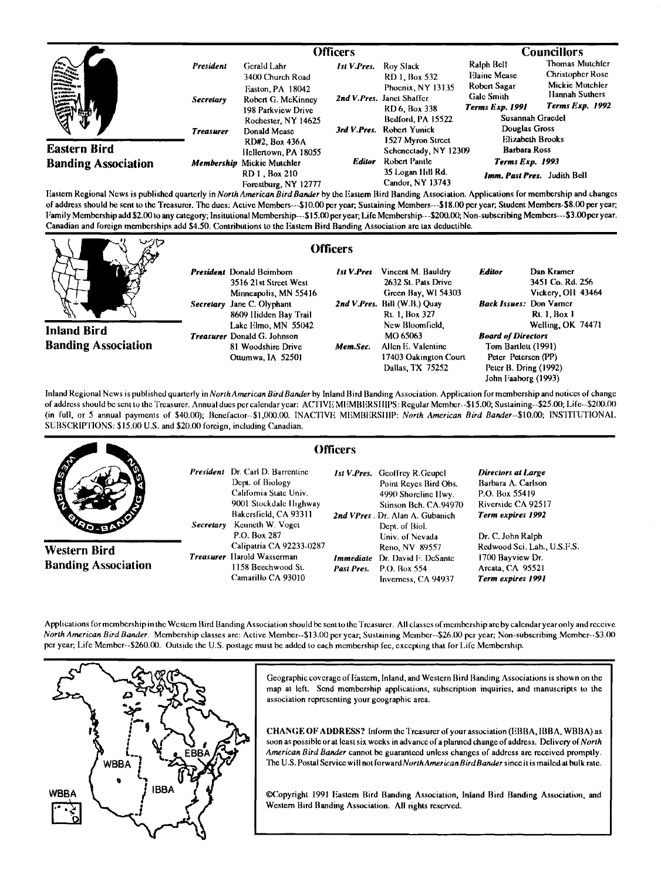## Eastern Bird Banding Association

### Officers

**President** Gerald Lahr, 3400 Church Road, Easton, PA 18042

**Secretary** Robert G. McKinney, 198 Parkview Drive, Rochester, NY 14625

**Treasurer** Donald Mease, RD#2, Box 436A, Hellertown, PA 18055

**Membership** Mickie Mutchler, RD 1, Box 210, Forestburg, NY 12777

**1st V.Pres.** Roy Slack, RD 1, Box 532, Phoenix, NY 13135

**2nd V.Pres.** Janet Shaffer, RD 6, Box 338, Bedford, PA 15522

**3rd V.Pres.** Robert Yunick, 1527 Myron Street, Schenectady, NY 12309

**Editor** Robert Pantle, 35 Logan Hill Rd., Candor, NY 13743

### Councillors

Ralph Bell, Elaine Mease, Robert Sagar, Gale Smith — ***Terms Exp. 1991***

Thomas Mutchler, Christopher Rose, Mickie Mutchler, Hannah Suthers — ***Terms Exp. 1992***

Susannah Graedel, Douglas Gross, Elizabeth Brooks, Barbara Ross — ***Terms Exp. 1993***

***Imm. Past Pres.*** Judith Bell

Eastern Regional News is published quarterly in *North American Bird Bander* by the Eastern Bird Banding Association. Applications for membership and changes of address should be sent to the Treasurer. The dues: Active Members---$10.00 per year; Sustaining Members---$18.00 per year; Student Members-$8.00 per year; Family Membership add $2.00 to any category; Insitutional Membership---$15.00 per year; Life Membership---$200.00; Non-subscribing Members---$3.00 per year. Canadian and foreign memberships add $4.50. Contributions to the Eastern Bird Banding Association are tax deductible.

## Inland Bird Banding Association

### Officers

**President** Donald Beimborn, 3516 21st Street West, Minneapolis, MN 55416

**Secretary** Jane C. Olyphant, 8609 Hidden Bay Trail, Lake Elmo, MN 55042

**Treasurer** Donald G. Johnson, 81 Woodshire Drive, Ottumwa, IA 52501

**1st V.Pres** Vincent M. Bauldry, 2632 St. Pats Drive, Green Bay, WI 54303

**2nd V.Pres.** Bill (W.B.) Quay, Rt. 1, Box 327, New Bloomfield, MO 65063

**Mem.Sec.** Allen E. Valentine, 17403 Oakington Court, Dallas, TX 75252

**Editor** Dan Kramer, 3451 Co. Rd. 256, Vickery, OH 43464

**Back Issues:** Don Varner, Rt. 1, Box 1, Welling, OK 74471

**Board of Directors**
Tom Bartlett (1991)
Peter Peterson (PP)
Peter B. Dring (1992)
John Faaborg (1993)

Inland Regional News is published quarterly in *North American Bird Bander* by Inland Bird Banding Association. Application for membership and notices of change of address should be sent to the Treasurer. Annual dues per calendar year: ACTIVE MEMBERSHIPS: Regular Member--$15.00; Sustaining--$25.00; Life--$200.00 (in full, or 5 annual payments of $40.00); Benefactor--$1,000.00. INACTIVE MEMBERSHIP: *North American Bird Bander*--$10.00; INSTITUTIONAL SUBSCRIPTIONS: $15.00 U.S. and $20.00 foreign, including Canadian.

## Western Bird Banding Association

### Officers

**President** Dr. Carl D. Barrentine, Dept. of Biology, California State Univ., 9001 Stockdale Highway, Bakersfield, CA 93311

**Secretary** Kenneth W. Voget, P.O. Box 287, Calipatria CA 92233-0287

**Treasurer** Harold Wasserman, 1158 Beechwood St., Camarillo CA 93010

**1st V.Pres.** Geoffrey R.Geupel, Point Reyes Bird Obs., 4990 Shoreline Hwy., Stinson Bch. CA.94970

**2nd VPres.** Dr. Alan A. Gubanich, Dept. of Biol., Univ. of Nevada, Reno, NV 89557

**Immediate Past Pres.** Dr. David F. DeSante, P.O. Box 554, Inverness, CA 94937

**Directors at Large**
Barbara A. Carlson, P.O. Box 55419, Riverside CA 92517 — ***Term expires 1992***

Dr. C. John Ralph, Redwood Sci. Lab., U.S.F.S., 1700 Bayview Dr., Arcata, CA 95521 — ***Term expires 1991***

Applications for membership in the Western Bird Banding Association should be sent to the Treasurer. All classes of membership are by calendar year only and receive *North American Bird Bander*. Membership classes are: Active Member--$13.00 per year; Sustaining Member--$26.00 per year; Non-subscribing Member--$3.00 per year; Life Member--$260.00. Outside the U.S. postage must be added to each membership fee, excepting that for Life Membership.

---

Geographic coverage of Eastern, Inland, and Western Bird Banding Associations is shown on the map at left. Send membership applications, subscription inquiries, and manuscripts to the association representing your geographic area.

**CHANGE OF ADDRESS?** Inform the Treasurer of your association (EBBA, IBBA, WBBA) as soon as possible or at least six weeks in advance of a planned change of address. Delivery of *North American Bird Bander* cannot be guaranteed unless changes of address are received promptly. The U.S. Postal Service will not forward *North American Bird Bander* since it is mailed at bulk rate.

©Copyright 1991 Eastern Bird Banding Association, Inland Bird Banding Association, and Western Bird Banding Association. All rights reserved.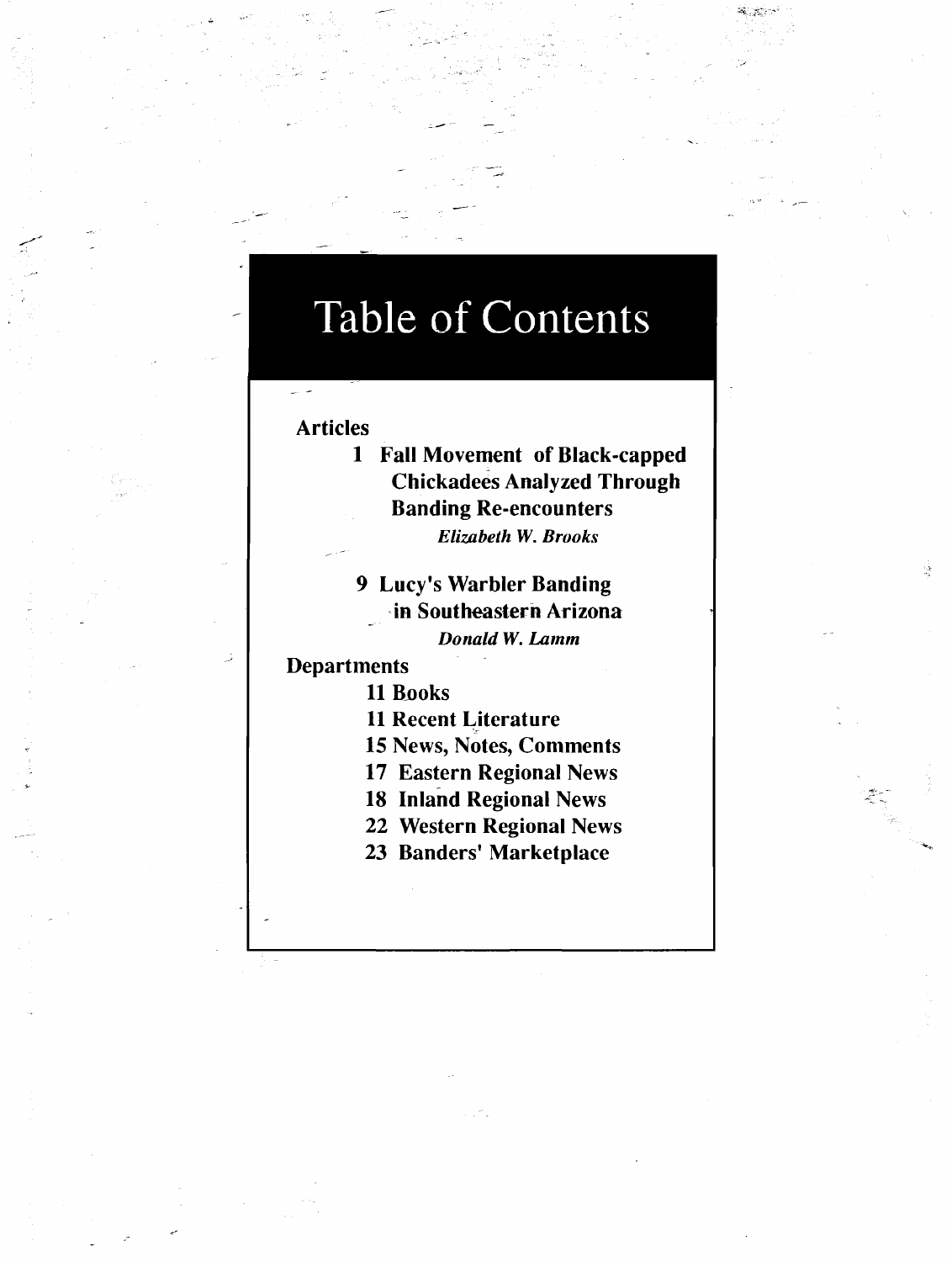# Table of Contents

## Articles

1 **Fall Movement of Black-capped Chickadees Analyzed Through Banding Re-encounters**
*Elizabeth W. Brooks*

9 **Lucy's Warbler Banding in Southeastern Arizona**
*Donald W. Lamm*

## Departments

11 Books

11 Recent Literature

15 News, Notes, Comments

17 Eastern Regional News

18 Inland Regional News

22 Western Regional News

23 Banders' Marketplace